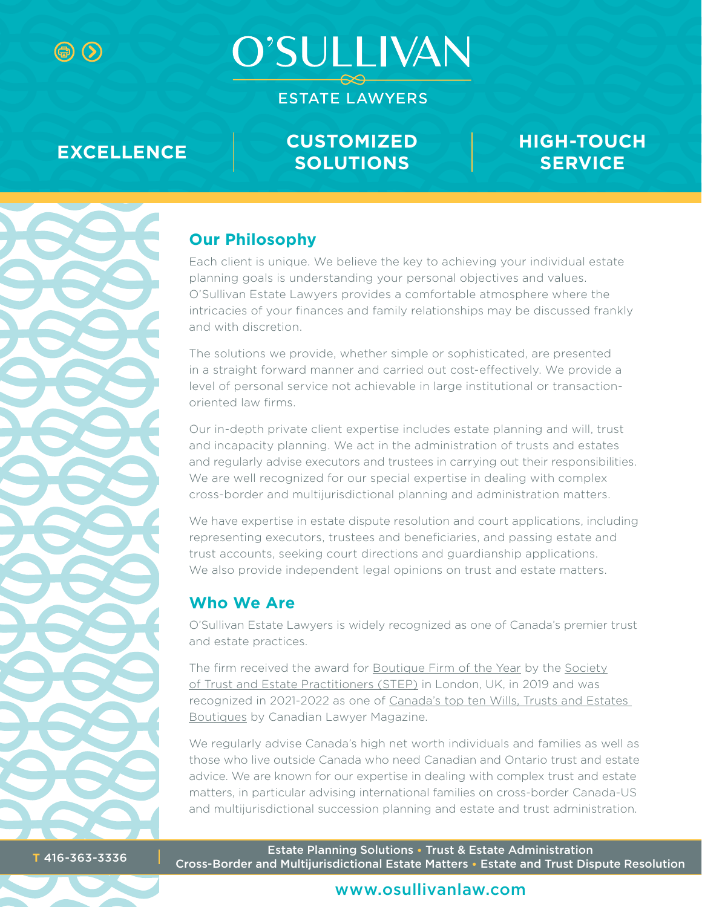# O'SULLIVAN

ESTATE LAWYERS

**EXCELLENCE** | **CUSTOMIZED SOLUTIONS** | **HIGH-TOUCH SERVICE**

## Our Philosophy

Each client is unique. We believe the key to achieving your individual estate planning goals is understanding your personal objectives and values. O'Sullivan Estate Lawyers provides a comfortable atmosphere where the intricacies of your finances and family relationships may be discussed frankly and with discretion.

The solutions we provide, whether simple or sophisticated, are presented in a straight forward manner and carried out cost-effectively. We provide a level of personal service not achievable in large institutional or transaction-oriented law firms.

Our in-depth private client expertise includes estate planning and will, trust and incapacity planning. We act in the administration of trusts and estates and regularly advise executors and trustees in carrying out their responsibilities. We are well recognized for our special expertise in dealing with complex cross-border and multijurisdictional planning and administration matters.

We have expertise in estate dispute resolution and court applications, including representing executors, trustees and beneficiaries, and passing estate and trust accounts, seeking court directions and guardianship applications. We also provide independent legal opinions on trust and estate matters.

## Who We Are

O'Sullivan Estate Lawyers is widely recognized as one of Canada's premier trust and estate practices.

The firm received the award for Boutique Firm of the Year by the Society of Trust and Estate Practitioners (STEP) in London, UK, in 2019 and was recognized in 2021-2022 as one of Canada's top ten Wills, Trusts and Estates Boutiques by Canadian Lawyer Magazine.

We regularly advise Canada's high net worth individuals and families as well as those who live outside Canada who need Canadian and Ontario trust and estate advice. We are known for our expertise in dealing with complex trust and estate matters, in particular advising international families on cross-border Canada-US and multijurisdictional succession planning and estate and trust administration.

**T** 416-363-3336

Estate Planning Solutions • Trust & Estate Administration
Cross-Border and Multijurisdictional Estate Matters • Estate and Trust Dispute Resolution

www.osullivanlaw.com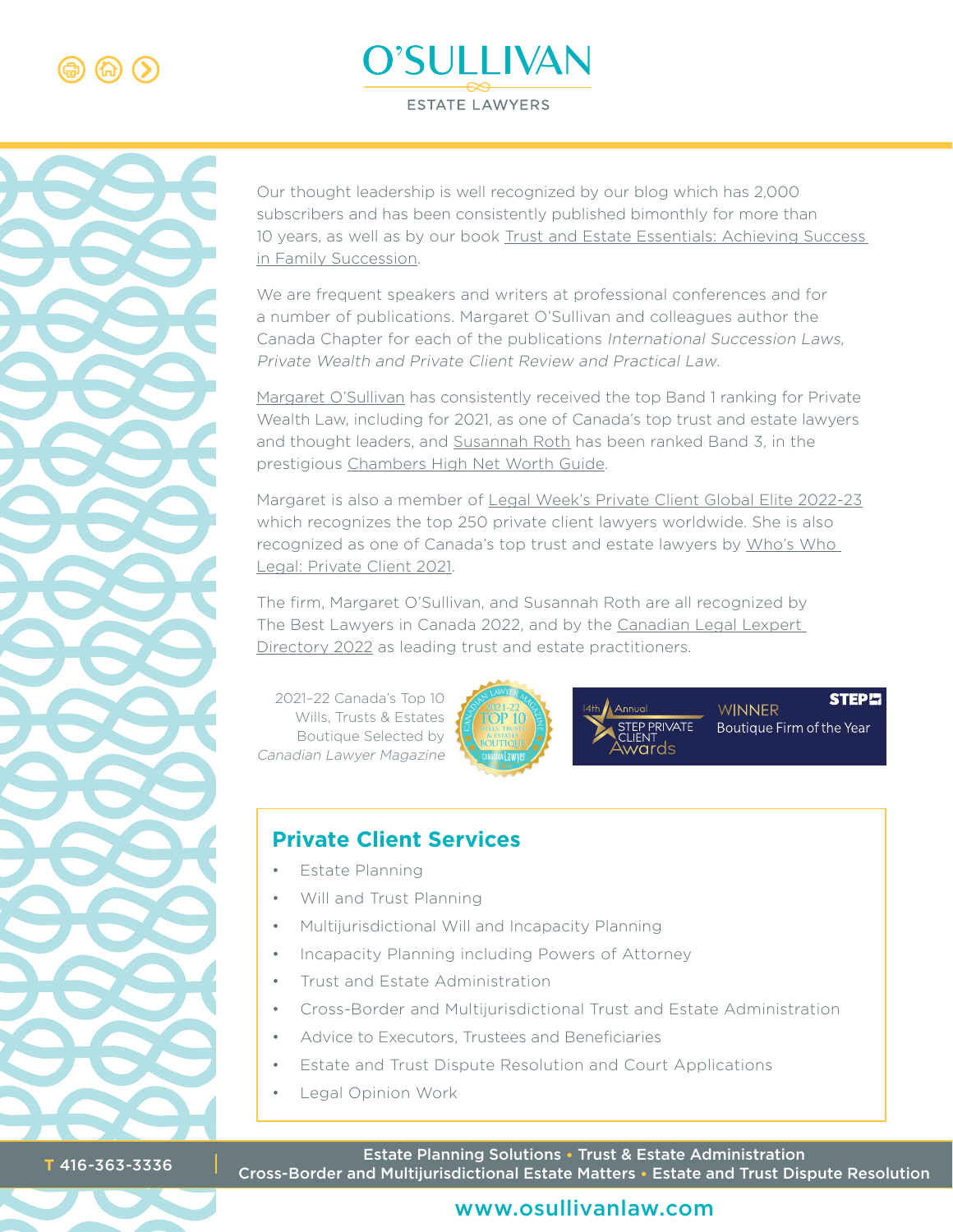Our thought leadership is well recognized by our blog which has 2,000 subscribers and has been consistently published bimonthly for more than 10 years, as well as by our book Trust and Estate Essentials: Achieving Success in Family Succession.

We are frequent speakers and writers at professional conferences and for a number of publications. Margaret O'Sullivan and colleagues author the Canada Chapter for each of the publications *International Succession Laws, Private Wealth and Private Client Review and Practical Law.*

Margaret O'Sullivan has consistently received the top Band 1 ranking for Private Wealth Law, including for 2021, as one of Canada's top trust and estate lawyers and thought leaders, and Susannah Roth has been ranked Band 3, in the prestigious Chambers High Net Worth Guide.

Margaret is also a member of Legal Week's Private Client Global Elite 2022-23 which recognizes the top 250 private client lawyers worldwide. She is also recognized as one of Canada's top trust and estate lawyers by Who's Who Legal: Private Client 2021.

The firm, Margaret O'Sullivan, and Susannah Roth are all recognized by The Best Lawyers in Canada 2022, and by the Canadian Legal Lexpert Directory 2022 as leading trust and estate practitioners.

2021–22 Canada's Top 10 Wills, Trusts & Estates Boutique Selected by *Canadian Lawyer Magazine*

14th Annual STEP Private Client Awards — WINNER Boutique Firm of the Year

## Private Client Services

- Estate Planning
- Will and Trust Planning
- Multijurisdictional Will and Incapacity Planning
- Incapacity Planning including Powers of Attorney
- Trust and Estate Administration
- Cross-Border and Multijurisdictional Trust and Estate Administration
- Advice to Executors, Trustees and Beneficiaries
- Estate and Trust Dispute Resolution and Court Applications
- Legal Opinion Work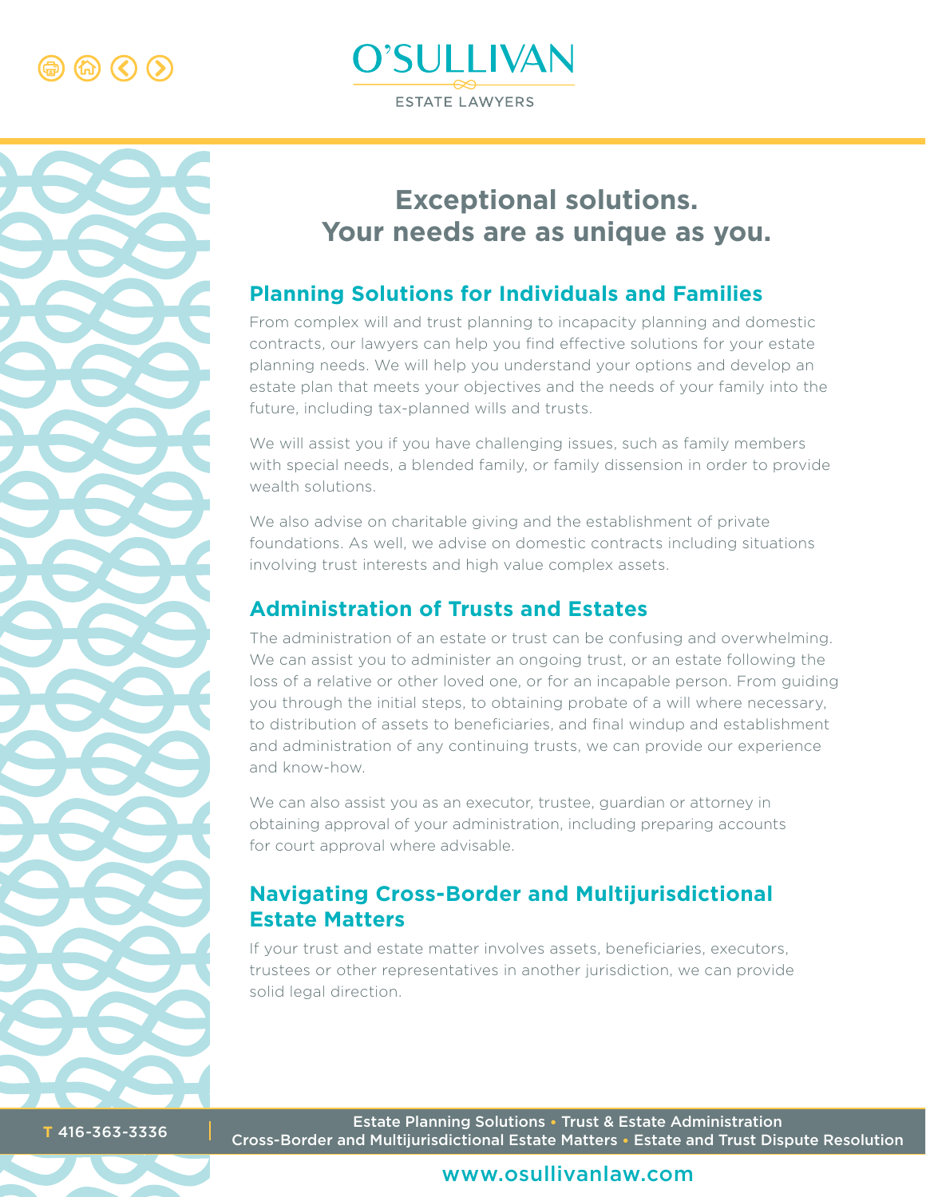# Exceptional solutions. Your needs are as unique as you.

## Planning Solutions for Individuals and Families

From complex will and trust planning to incapacity planning and domestic contracts, our lawyers can help you find effective solutions for your estate planning needs. We will help you understand your options and develop an estate plan that meets your objectives and the needs of your family into the future, including tax-planned wills and trusts.

We will assist you if you have challenging issues, such as family members with special needs, a blended family, or family dissension in order to provide wealth solutions.

We also advise on charitable giving and the establishment of private foundations. As well, we advise on domestic contracts including situations involving trust interests and high value complex assets.

## Administration of Trusts and Estates

The administration of an estate or trust can be confusing and overwhelming. We can assist you to administer an ongoing trust, or an estate following the loss of a relative or other loved one, or for an incapable person. From guiding you through the initial steps, to obtaining probate of a will where necessary, to distribution of assets to beneficiaries, and final windup and establishment and administration of any continuing trusts, we can provide our experience and know-how.

We can also assist you as an executor, trustee, guardian or attorney in obtaining approval of your administration, including preparing accounts for court approval where advisable.

## Navigating Cross-Border and Multijurisdictional Estate Matters

If your trust and estate matter involves assets, beneficiaries, executors, trustees or other representatives in another jurisdiction, we can provide solid legal direction.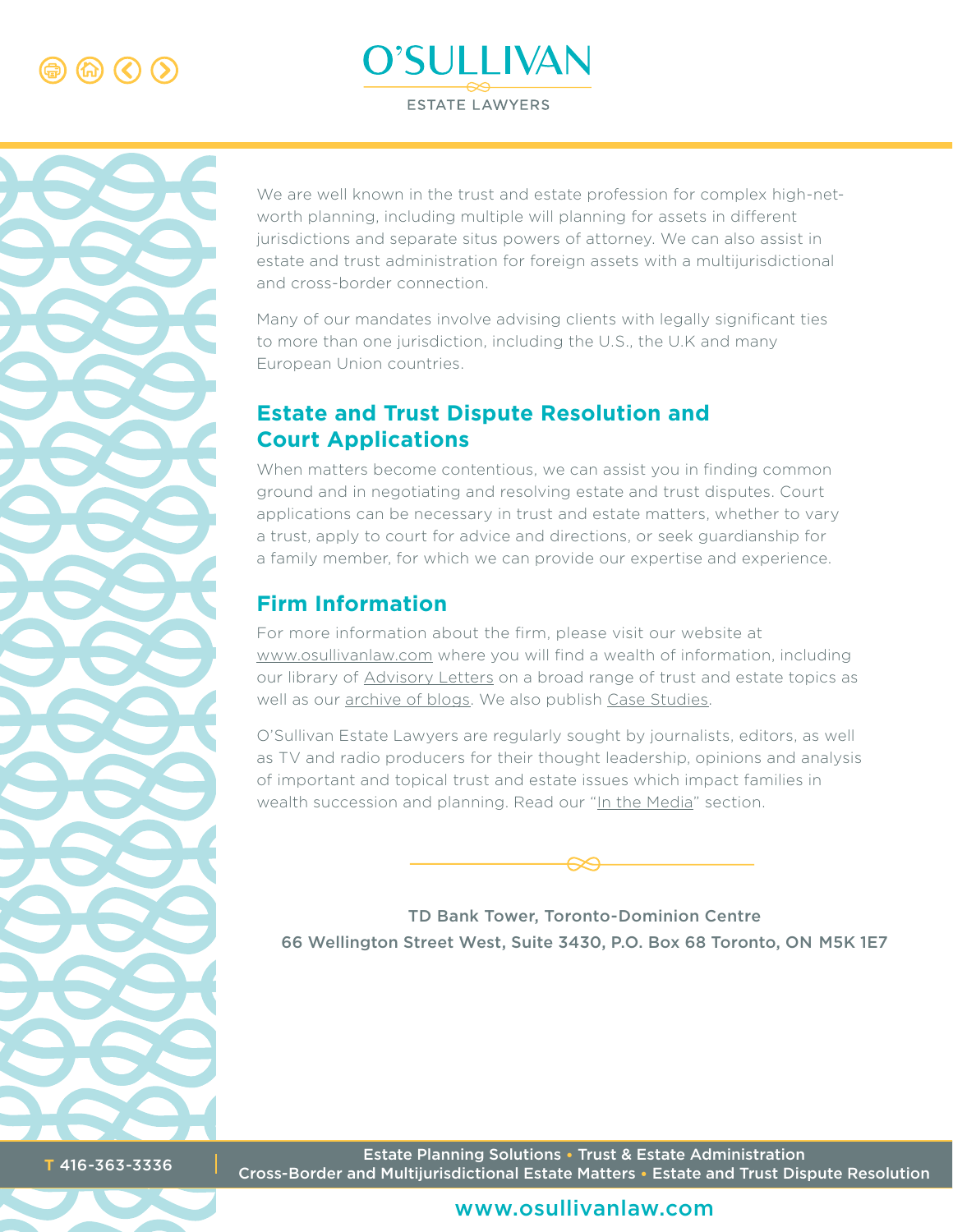We are well known in the trust and estate profession for complex high-net-worth planning, including multiple will planning for assets in different jurisdictions and separate situs powers of attorney. We can also assist in estate and trust administration for foreign assets with a multijurisdictional and cross-border connection.

Many of our mandates involve advising clients with legally significant ties to more than one jurisdiction, including the U.S., the U.K and many European Union countries.

## Estate and Trust Dispute Resolution and Court Applications

When matters become contentious, we can assist you in finding common ground and in negotiating and resolving estate and trust disputes. Court applications can be necessary in trust and estate matters, whether to vary a trust, apply to court for advice and directions, or seek guardianship for a family member, for which we can provide our expertise and experience.

## Firm Information

For more information about the firm, please visit our website at www.osullivanlaw.com where you will find a wealth of information, including our library of Advisory Letters on a broad range of trust and estate topics as well as our archive of blogs. We also publish Case Studies.

O'Sullivan Estate Lawyers are regularly sought by journalists, editors, as well as TV and radio producers for their thought leadership, opinions and analysis of important and topical trust and estate issues which impact families in wealth succession and planning. Read our "In the Media" section.

**TD Bank Tower, Toronto-Dominion Centre**
**66 Wellington Street West, Suite 3430, P.O. Box 68 Toronto, ON M5K 1E7**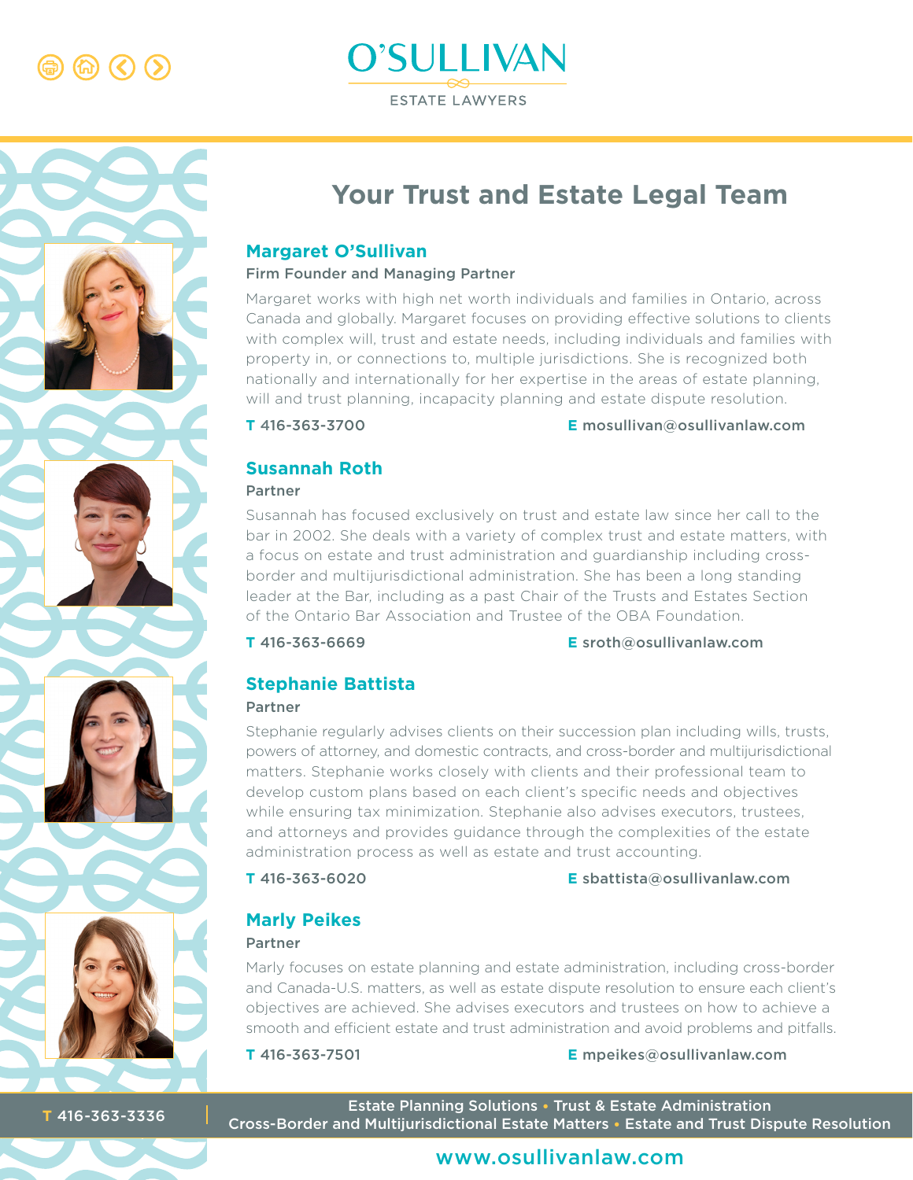O'SULLIVAN

ESTATE LAWYERS

# Your Trust and Estate Legal Team

## Margaret O'Sullivan

**Firm Founder and Managing Partner**

Margaret works with high net worth individuals and families in Ontario, across Canada and globally. Margaret focuses on providing effective solutions to clients with complex will, trust and estate needs, including individuals and families with property in, or connections to, multiple jurisdictions. She is recognized both nationally and internationally for her expertise in the areas of estate planning, will and trust planning, incapacity planning and estate dispute resolution.

**T** 416-363-3700 **E** mosullivan@osullivanlaw.com

## Susannah Roth

**Partner**

Susannah has focused exclusively on trust and estate law since her call to the bar in 2002. She deals with a variety of complex trust and estate matters, with a focus on estate and trust administration and guardianship including cross-border and multijurisdictional administration. She has been a long standing leader at the Bar, including as a past Chair of the Trusts and Estates Section of the Ontario Bar Association and Trustee of the OBA Foundation.

**T** 416-363-6669 **E** sroth@osullivanlaw.com

## Stephanie Battista

**Partner**

Stephanie regularly advises clients on their succession plan including wills, trusts, powers of attorney, and domestic contracts, and cross-border and multijurisdictional matters. Stephanie works closely with clients and their professional team to develop custom plans based on each client's specific needs and objectives while ensuring tax minimization. Stephanie also advises executors, trustees, and attorneys and provides guidance through the complexities of the estate administration process as well as estate and trust accounting.

**T** 416-363-6020 **E** sbattista@osullivanlaw.com

## Marly Peikes

**Partner**

Marly focuses on estate planning and estate administration, including cross-border and Canada-U.S. matters, as well as estate dispute resolution to ensure each client's objectives are achieved. She advises executors and trustees on how to achieve a smooth and efficient estate and trust administration and avoid problems and pitfalls.

**T** 416-363-7501 **E** mpeikes@osullivanlaw.com

**T** 416-363-3336

Estate Planning Solutions • Trust & Estate Administration
Cross-Border and Multijurisdictional Estate Matters • Estate and Trust Dispute Resolution

www.osullivanlaw.com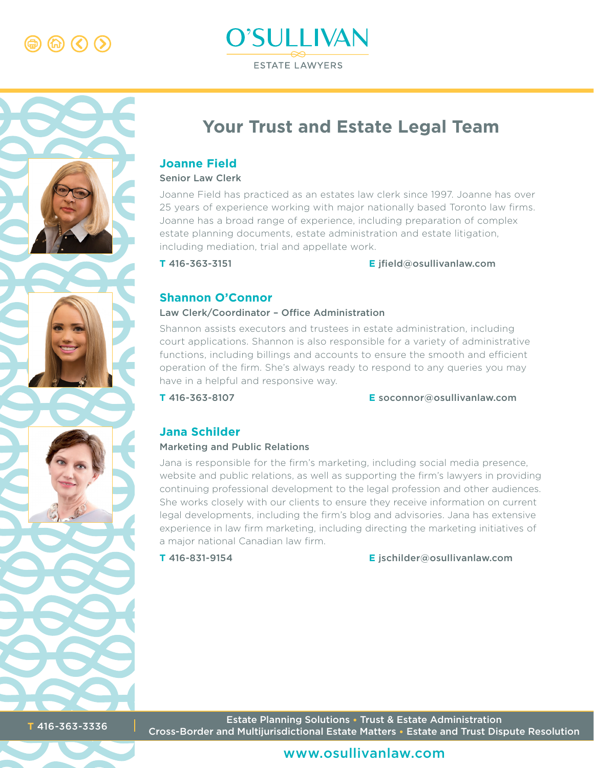# Your Trust and Estate Legal Team

## Joanne Field

**Senior Law Clerk**

Joanne Field has practiced as an estates law clerk since 1997. Joanne has over 25 years of experience working with major nationally based Toronto law firms. Joanne has a broad range of experience, including preparation of complex estate planning documents, estate administration and estate litigation, including mediation, trial and appellate work.

**T** 416-363-3151  **E** jfield@osullivanlaw.com

## Shannon O'Connor

**Law Clerk/Coordinator – Office Administration**

Shannon assists executors and trustees in estate administration, including court applications. Shannon is also responsible for a variety of administrative functions, including billings and accounts to ensure the smooth and efficient operation of the firm. She's always ready to respond to any queries you may have in a helpful and responsive way.

**T** 416-363-8107  **E** soconnor@osullivanlaw.com

## Jana Schilder

**Marketing and Public Relations**

Jana is responsible for the firm's marketing, including social media presence, website and public relations, as well as supporting the firm's lawyers in providing continuing professional development to the legal profession and other audiences. She works closely with our clients to ensure they receive information on current legal developments, including the firm's blog and advisories. Jana has extensive experience in law firm marketing, including directing the marketing initiatives of a major national Canadian law firm.

**T** 416-831-9154  **E** jschilder@osullivanlaw.com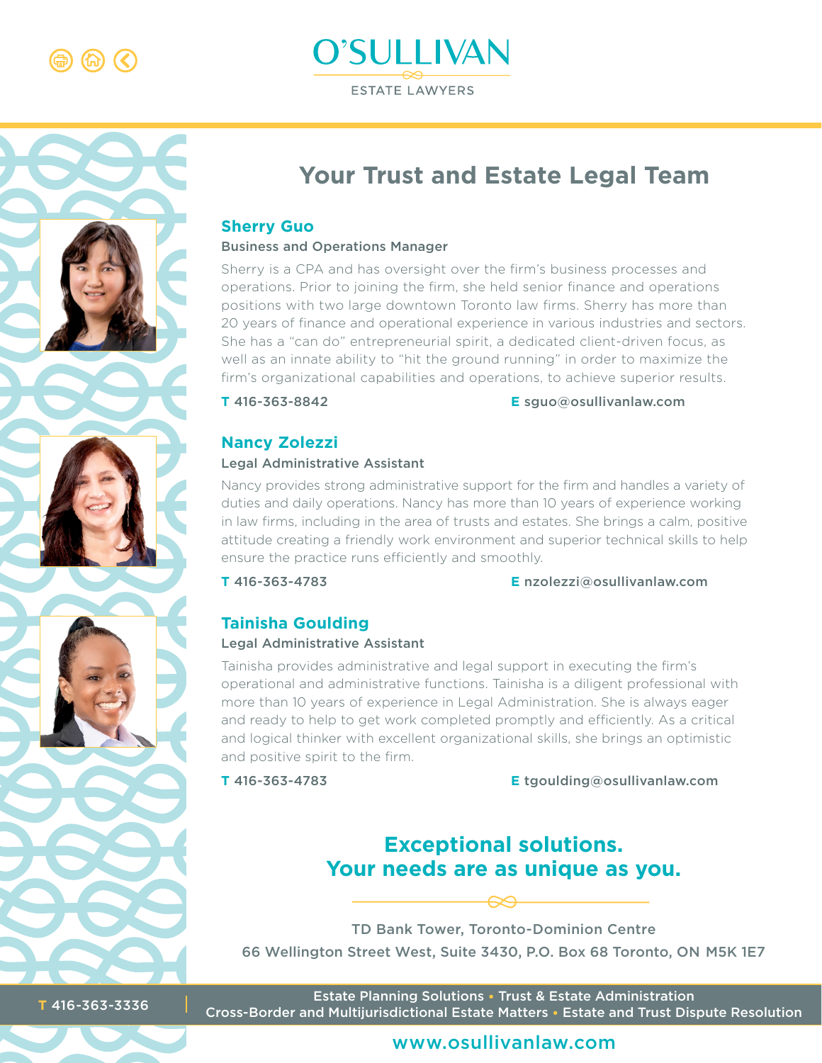O'SULLIVAN

ESTATE LAWYERS

# Your Trust and Estate Legal Team

## Sherry Guo

**Business and Operations Manager**

Sherry is a CPA and has oversight over the firm's business processes and operations. Prior to joining the firm, she held senior finance and operations positions with two large downtown Toronto law firms. Sherry has more than 20 years of finance and operational experience in various industries and sectors. She has a "can do" entrepreneurial spirit, a dedicated client-driven focus, as well as an innate ability to "hit the ground running" in order to maximize the firm's organizational capabilities and operations, to achieve superior results.

**T** 416-363-8842 **E** sguo@osullivanlaw.com

## Nancy Zolezzi

**Legal Administrative Assistant**

Nancy provides strong administrative support for the firm and handles a variety of duties and daily operations. Nancy has more than 10 years of experience working in law firms, including in the area of trusts and estates. She brings a calm, positive attitude creating a friendly work environment and superior technical skills to help ensure the practice runs efficiently and smoothly.

**T** 416-363-4783 **E** nzolezzi@osullivanlaw.com

## Tainisha Goulding

**Legal Administrative Assistant**

Tainisha provides administrative and legal support in executing the firm's operational and administrative functions. Tainisha is a diligent professional with more than 10 years of experience in Legal Administration. She is always eager and ready to help to get work completed promptly and efficiently. As a critical and logical thinker with excellent organizational skills, she brings an optimistic and positive spirit to the firm.

**T** 416-363-4783 **E** tgoulding@osullivanlaw.com

**Exceptional solutions.**
**Your needs are as unique as you.**

TD Bank Tower, Toronto-Dominion Centre
66 Wellington Street West, Suite 3430, P.O. Box 68 Toronto, ON M5K 1E7

**T** 416-363-3336

Estate Planning Solutions • Trust & Estate Administration
Cross-Border and Multijurisdictional Estate Matters • Estate and Trust Dispute Resolution

www.osullivanlaw.com